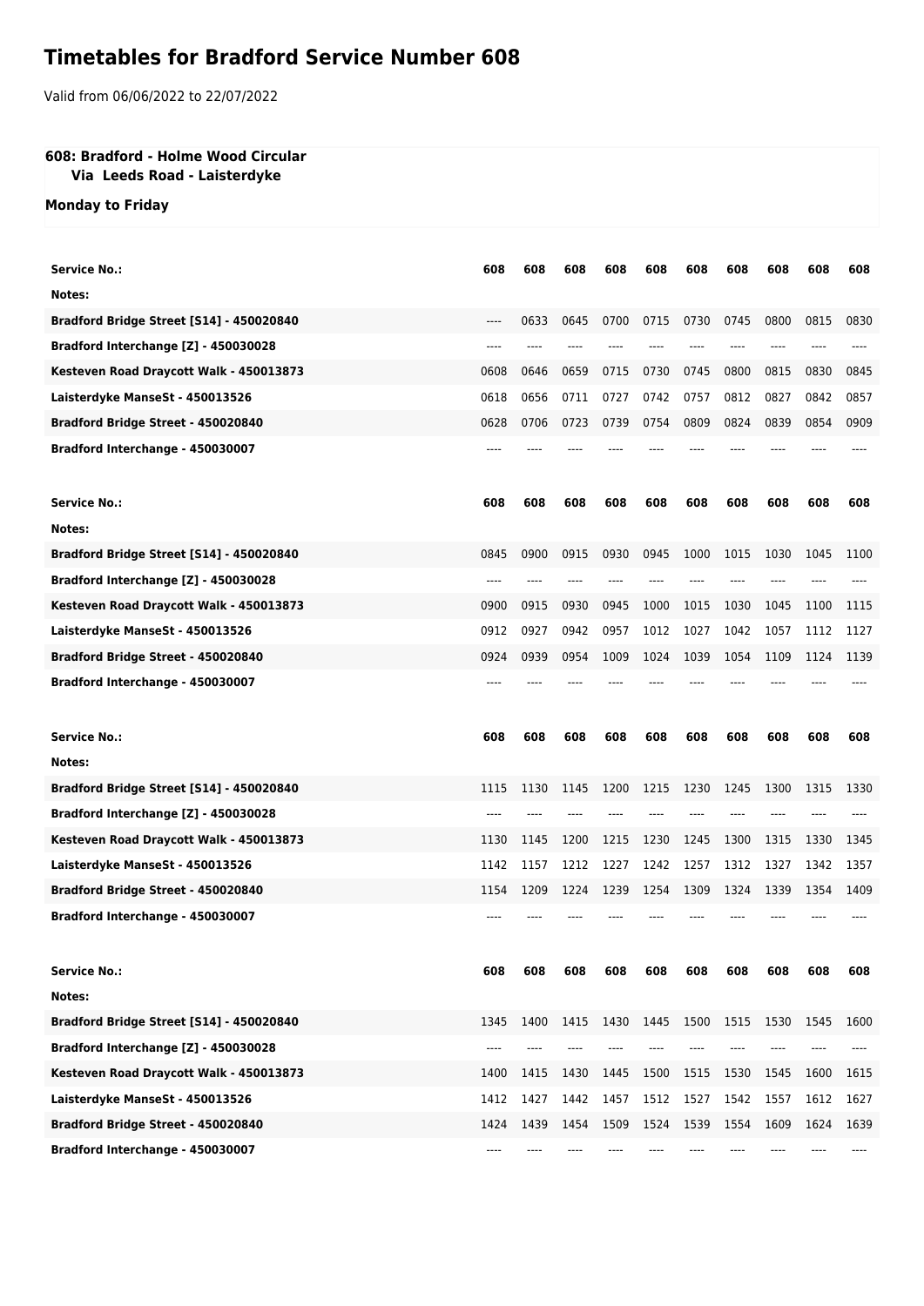# Timetables for Bradford Service Number 608

Valid from 06/06/2022 to 22/07/2022

**608: Bradford - Holme Wood Circular**
**Via Leeds Road - Laisterdyke**

**Monday to Friday**

| Service No.: | 608 | 608 | 608 | 608 | 608 | 608 | 608 | 608 | 608 | 608 |
|---|---|---|---|---|---|---|---|---|---|---|
| Notes: | | | | | | | | | | |
| Bradford Bridge Street [S14] - 450020840 | ---- | 0633 | 0645 | 0700 | 0715 | 0730 | 0745 | 0800 | 0815 | 0830 |
| Bradford Interchange [Z] - 450030028 | ---- | ---- | ---- | ---- | ---- | ---- | ---- | ---- | ---- | ---- |
| Kesteven Road Draycott Walk - 450013873 | 0608 | 0646 | 0659 | 0715 | 0730 | 0745 | 0800 | 0815 | 0830 | 0845 |
| Laisterdyke ManseSt - 450013526 | 0618 | 0656 | 0711 | 0727 | 0742 | 0757 | 0812 | 0827 | 0842 | 0857 |
| Bradford Bridge Street - 450020840 | 0628 | 0706 | 0723 | 0739 | 0754 | 0809 | 0824 | 0839 | 0854 | 0909 |
| Bradford Interchange - 450030007 | ---- | ---- | ---- | ---- | ---- | ---- | ---- | ---- | ---- | ---- |

| Service No.: | 608 | 608 | 608 | 608 | 608 | 608 | 608 | 608 | 608 | 608 |
|---|---|---|---|---|---|---|---|---|---|---|
| Notes: | | | | | | | | | | |
| Bradford Bridge Street [S14] - 450020840 | 0845 | 0900 | 0915 | 0930 | 0945 | 1000 | 1015 | 1030 | 1045 | 1100 |
| Bradford Interchange [Z] - 450030028 | ---- | ---- | ---- | ---- | ---- | ---- | ---- | ---- | ---- | ---- |
| Kesteven Road Draycott Walk - 450013873 | 0900 | 0915 | 0930 | 0945 | 1000 | 1015 | 1030 | 1045 | 1100 | 1115 |
| Laisterdyke ManseSt - 450013526 | 0912 | 0927 | 0942 | 0957 | 1012 | 1027 | 1042 | 1057 | 1112 | 1127 |
| Bradford Bridge Street - 450020840 | 0924 | 0939 | 0954 | 1009 | 1024 | 1039 | 1054 | 1109 | 1124 | 1139 |
| Bradford Interchange - 450030007 | ---- | ---- | ---- | ---- | ---- | ---- | ---- | ---- | ---- | ---- |

| Service No.: | 608 | 608 | 608 | 608 | 608 | 608 | 608 | 608 | 608 | 608 |
|---|---|---|---|---|---|---|---|---|---|---|
| Notes: | | | | | | | | | | |
| Bradford Bridge Street [S14] - 450020840 | 1115 | 1130 | 1145 | 1200 | 1215 | 1230 | 1245 | 1300 | 1315 | 1330 |
| Bradford Interchange [Z] - 450030028 | ---- | ---- | ---- | ---- | ---- | ---- | ---- | ---- | ---- | ---- |
| Kesteven Road Draycott Walk - 450013873 | 1130 | 1145 | 1200 | 1215 | 1230 | 1245 | 1300 | 1315 | 1330 | 1345 |
| Laisterdyke ManseSt - 450013526 | 1142 | 1157 | 1212 | 1227 | 1242 | 1257 | 1312 | 1327 | 1342 | 1357 |
| Bradford Bridge Street - 450020840 | 1154 | 1209 | 1224 | 1239 | 1254 | 1309 | 1324 | 1339 | 1354 | 1409 |
| Bradford Interchange - 450030007 | ---- | ---- | ---- | ---- | ---- | ---- | ---- | ---- | ---- | ---- |

| Service No.: | 608 | 608 | 608 | 608 | 608 | 608 | 608 | 608 | 608 | 608 |
|---|---|---|---|---|---|---|---|---|---|---|
| Notes: | | | | | | | | | | |
| Bradford Bridge Street [S14] - 450020840 | 1345 | 1400 | 1415 | 1430 | 1445 | 1500 | 1515 | 1530 | 1545 | 1600 |
| Bradford Interchange [Z] - 450030028 | ---- | ---- | ---- | ---- | ---- | ---- | ---- | ---- | ---- | ---- |
| Kesteven Road Draycott Walk - 450013873 | 1400 | 1415 | 1430 | 1445 | 1500 | 1515 | 1530 | 1545 | 1600 | 1615 |
| Laisterdyke ManseSt - 450013526 | 1412 | 1427 | 1442 | 1457 | 1512 | 1527 | 1542 | 1557 | 1612 | 1627 |
| Bradford Bridge Street - 450020840 | 1424 | 1439 | 1454 | 1509 | 1524 | 1539 | 1554 | 1609 | 1624 | 1639 |
| Bradford Interchange - 450030007 | ---- | ---- | ---- | ---- | ---- | ---- | ---- | ---- | ---- | ---- |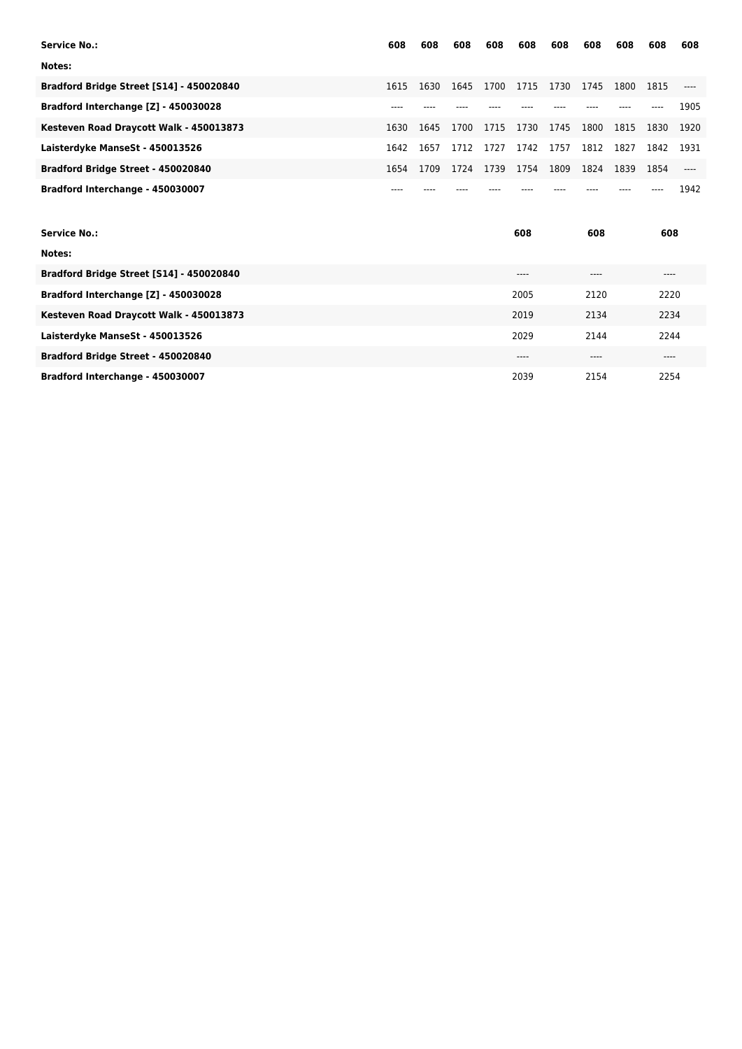| Service No.: | 608 | 608 | 608 | 608 | 608 | 608 | 608 | 608 | 608 | 608 |
|---|---|---|---|---|---|---|---|---|---|---|
| Notes: | | | | | | | | | | |
| Bradford Bridge Street [S14] - 450020840 | 1615 | 1630 | 1645 | 1700 | 1715 | 1730 | 1745 | 1800 | 1815 | ---- |
| Bradford Interchange [Z] - 450030028 | ---- | ---- | ---- | ---- | ---- | ---- | ---- | ---- | ---- | 1905 |
| Kesteven Road Draycott Walk - 450013873 | 1630 | 1645 | 1700 | 1715 | 1730 | 1745 | 1800 | 1815 | 1830 | 1920 |
| Laisterdyke ManseSt - 450013526 | 1642 | 1657 | 1712 | 1727 | 1742 | 1757 | 1812 | 1827 | 1842 | 1931 |
| Bradford Bridge Street - 450020840 | 1654 | 1709 | 1724 | 1739 | 1754 | 1809 | 1824 | 1839 | 1854 | ---- |
| Bradford Interchange - 450030007 | ---- | ---- | ---- | ---- | ---- | ---- | ---- | ---- | ---- | 1942 |

| Service No.: | 608 | 608 | 608 |
|---|---|---|---|
| Notes: | | | |
| Bradford Bridge Street [S14] - 450020840 | ---- | ---- | ---- |
| Bradford Interchange [Z] - 450030028 | 2005 | 2120 | 2220 |
| Kesteven Road Draycott Walk - 450013873 | 2019 | 2134 | 2234 |
| Laisterdyke ManseSt - 450013526 | 2029 | 2144 | 2244 |
| Bradford Bridge Street - 450020840 | ---- | ---- | ---- |
| Bradford Interchange - 450030007 | 2039 | 2154 | 2254 |